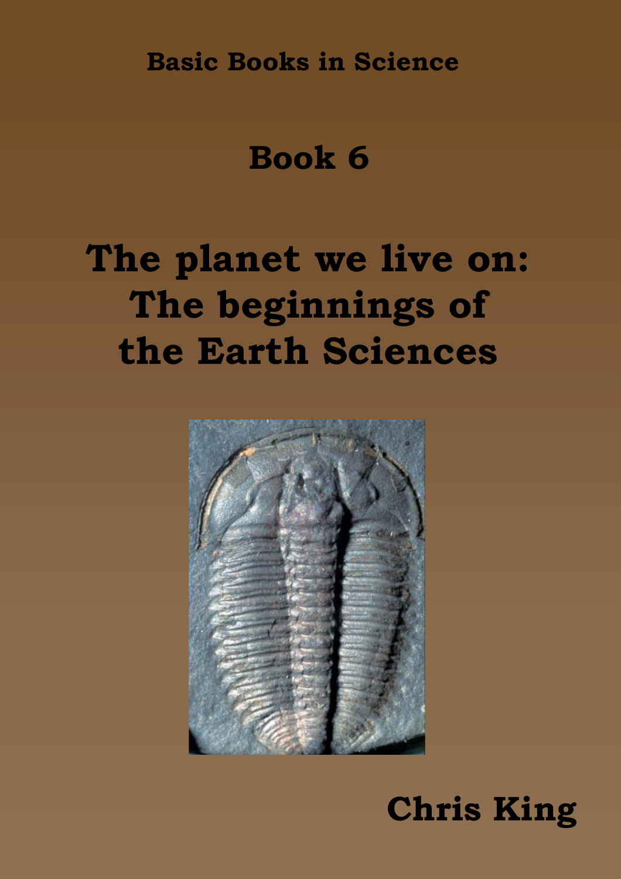Basic Books in Science

# Book 6

# The planet we live on: The beginnings of the Earth Sciences

Chris King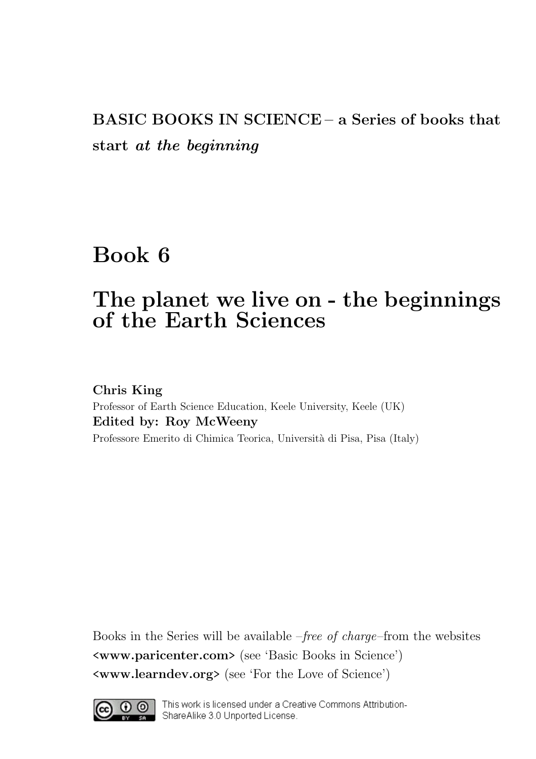**BASIC BOOKS IN SCIENCE** – **a Series of books that start** ***at the beginning***

# Book 6

# The planet we live on - the beginnings of the Earth Sciences

**Chris King**
Professor of Earth Science Education, Keele University, Keele (UK)
**Edited by: Roy McWeeny**
Professore Emerito di Chimica Teorica, Università di Pisa, Pisa (Italy)

Books in the Series will be available –*free of charge*–from the websites
**<www.paricenter.com>** (see 'Basic Books in Science')
**<www.learndev.org>** (see 'For the Love of Science')

This work is licensed under a Creative Commons Attribution-ShareAlike 3.0 Unported License.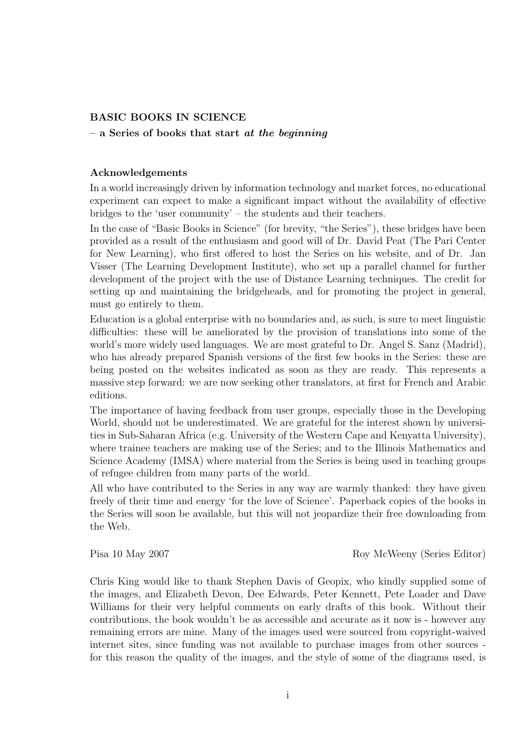**BASIC BOOKS IN SCIENCE**

**– a Series of books that start *at the beginning***

**Acknowledgements**

In a world increasingly driven by information technology and market forces, no educational experiment can expect to make a significant impact without the availability of effective bridges to the 'user community' – the students and their teachers.

In the case of "Basic Books in Science" (for brevity, "the Series"), these bridges have been provided as a result of the enthusiasm and good will of Dr. David Peat (The Pari Center for New Learning), who first offered to host the Series on his website, and of Dr. Jan Visser (The Learning Development Institute), who set up a parallel channel for further development of the project with the use of Distance Learning techniques. The credit for setting up and maintaining the bridgeheads, and for promoting the project in general, must go entirely to them.

Education is a global enterprise with no boundaries and, as such, is sure to meet linguistic difficulties: these will be ameliorated by the provision of translations into some of the world's more widely used languages. We are most grateful to Dr. Angel S. Sanz (Madrid), who has already prepared Spanish versions of the first few books in the Series: these are being posted on the websites indicated as soon as they are ready. This represents a massive step forward: we are now seeking other translators, at first for French and Arabic editions.

The importance of having feedback from user groups, especially those in the Developing World, should not be underestimated. We are grateful for the interest shown by universities in Sub-Saharan Africa (e.g. University of the Western Cape and Kenyatta University), where trainee teachers are making use of the Series; and to the Illinois Mathematics and Science Academy (IMSA) where material from the Series is being used in teaching groups of refugee children from many parts of the world.

All who have contributed to the Series in any way are warmly thanked: they have given freely of their time and energy 'for the love of Science'. Paperback copies of the books in the Series will soon be available, but this will not jeopardize their free downloading from the Web.

Pisa 10 May 2007 Roy McWeeny (Series Editor)

Chris King would like to thank Stephen Davis of Geopix, who kindly supplied some of the images, and Elizabeth Devon, Dee Edwards, Peter Kennett, Pete Loader and Dave Williams for their very helpful comments on early drafts of this book. Without their contributions, the book wouldn't be as accessible and accurate as it now is - however any remaining errors are mine. Many of the images used were sourced from copyright-waived internet sites, since funding was not available to purchase images from other sources - for this reason the quality of the images, and the style of some of the diagrams used, is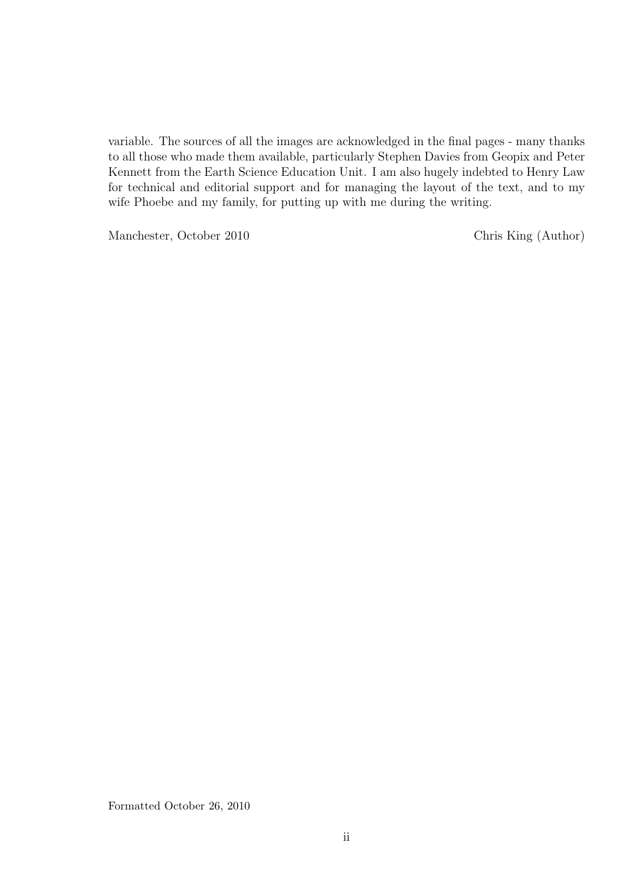variable. The sources of all the images are acknowledged in the final pages - many thanks to all those who made them available, particularly Stephen Davies from Geopix and Peter Kennett from the Earth Science Education Unit. I am also hugely indebted to Henry Law for technical and editorial support and for managing the layout of the text, and to my wife Phoebe and my family, for putting up with me during the writing.

Manchester, October 2010 Chris King (Author)

Formatted October 26, 2010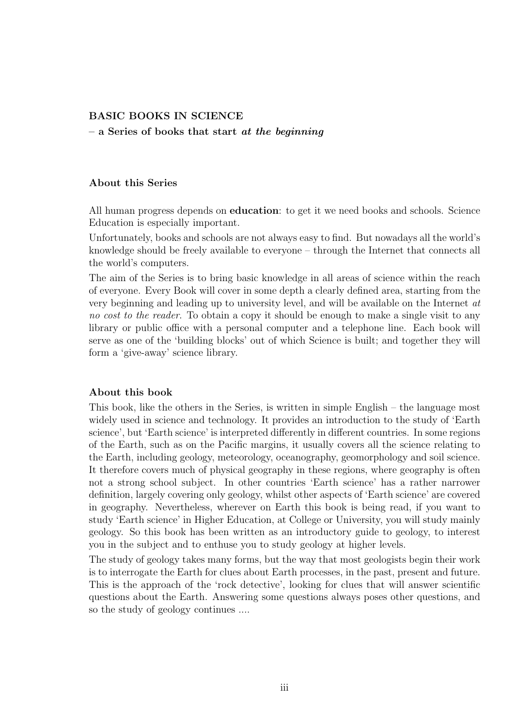**BASIC BOOKS IN SCIENCE**

**– a Series of books that start *at the beginning***

**About this Series**

All human progress depends on **education**: to get it we need books and schools. Science Education is especially important.

Unfortunately, books and schools are not always easy to find. But nowadays all the world's knowledge should be freely available to everyone – through the Internet that connects all the world's computers.

The aim of the Series is to bring basic knowledge in all areas of science within the reach of everyone. Every Book will cover in some depth a clearly defined area, starting from the very beginning and leading up to university level, and will be available on the Internet *at no cost to the reader*. To obtain a copy it should be enough to make a single visit to any library or public office with a personal computer and a telephone line. Each book will serve as one of the 'building blocks' out of which Science is built; and together they will form a 'give-away' science library.

**About this book**

This book, like the others in the Series, is written in simple English – the language most widely used in science and technology. It provides an introduction to the study of 'Earth science', but 'Earth science' is interpreted differently in different countries. In some regions of the Earth, such as on the Pacific margins, it usually covers all the science relating to the Earth, including geology, meteorology, oceanography, geomorphology and soil science. It therefore covers much of physical geography in these regions, where geography is often not a strong school subject. In other countries 'Earth science' has a rather narrower definition, largely covering only geology, whilst other aspects of 'Earth science' are covered in geography. Nevertheless, wherever on Earth this book is being read, if you want to study 'Earth science' in Higher Education, at College or University, you will study mainly geology. So this Book has been written as an introductory guide to geology, to interest you in the subject and to enthuse you to study geology at higher levels.

The study of geology takes many forms, but the way that most geologists begin their work is to interrogate the Earth for clues about Earth processes, in the past, present and future. This is the approach of the 'rock detective', looking for clues that will answer scientific questions about the Earth. Answering some questions always poses other questions, and so the study of geology continues ....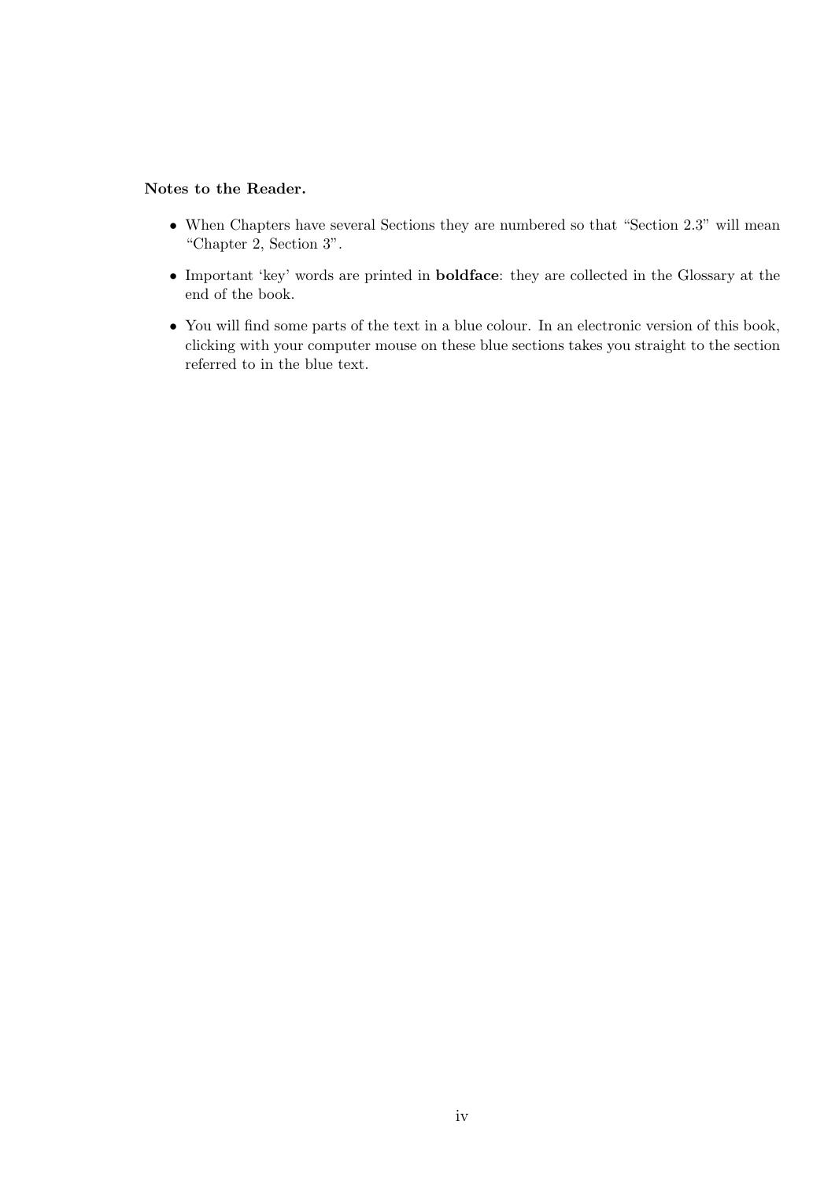**Notes to the Reader.**

- When Chapters have several Sections they are numbered so that "Section 2.3" will mean "Chapter 2, Section 3".
- Important 'key' words are printed in **boldface**: they are collected in the Glossary at the end of the book.
- You will find some parts of the text in a blue colour. In an electronic version of this book, clicking with your computer mouse on these blue sections takes you straight to the section referred to in the blue text.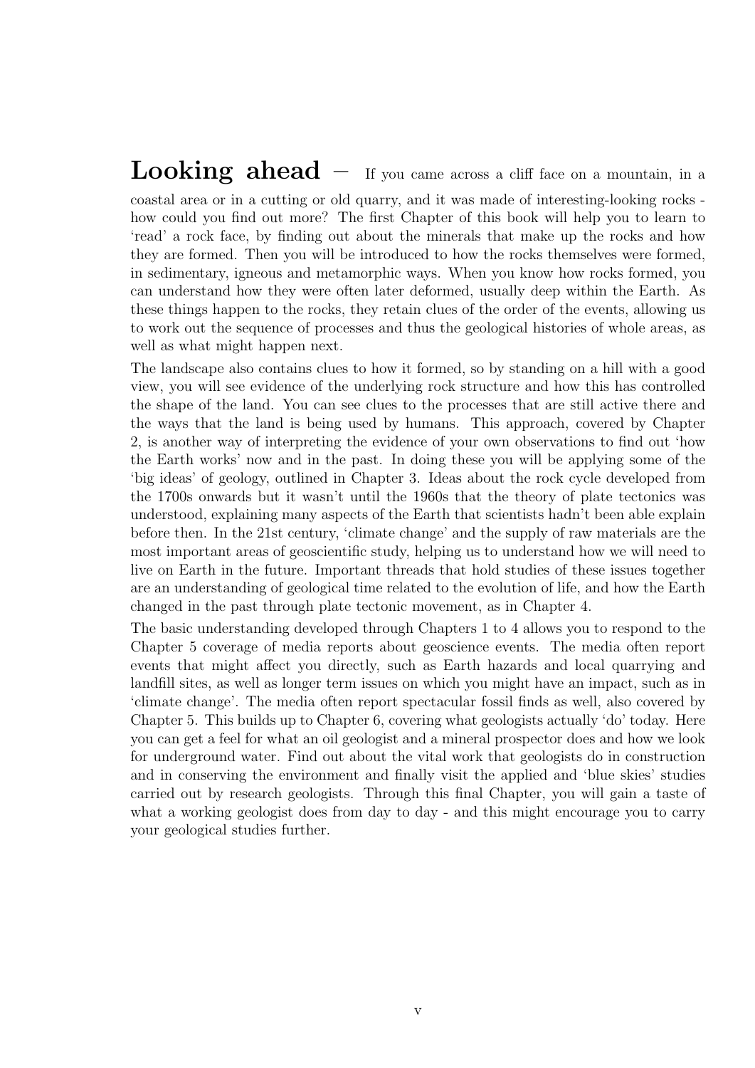**Looking ahead** – If you came across a cliff face on a mountain, in a coastal area or in a cutting or old quarry, and it was made of interesting-looking rocks - how could you find out more? The first Chapter of this book will help you to learn to 'read' a rock face, by finding out about the minerals that make up the rocks and how they are formed. Then you will be introduced to how the rocks themselves were formed, in sedimentary, igneous and metamorphic ways. When you know how rocks formed, you can understand how they were often later deformed, usually deep within the Earth. As these things happen to the rocks, they retain clues of the order of the events, allowing us to work out the sequence of processes and thus the geological histories of whole areas, as well as what might happen next.

The landscape also contains clues to how it formed, so by standing on a hill with a good view, you will see evidence of the underlying rock structure and how this has controlled the shape of the land. You can see clues to the processes that are still active there and the ways that the land is being used by humans. This approach, covered by Chapter 2, is another way of interpreting the evidence of your own observations to find out 'how the Earth works' now and in the past. In doing these you will be applying some of the 'big ideas' of geology, outlined in Chapter 3. Ideas about the rock cycle developed from the 1700s onwards but it wasn't until the 1960s that the theory of plate tectonics was understood, explaining many aspects of the Earth that scientists hadn't been able explain before then. In the 21st century, 'climate change' and the supply of raw materials are the most important areas of geoscientific study, helping us to understand how we will need to live on Earth in the future. Important threads that hold studies of these issues together are an understanding of geological time related to the evolution of life, and how the Earth changed in the past through plate tectonic movement, as in Chapter 4.

The basic understanding developed through Chapters 1 to 4 allows you to respond to the Chapter 5 coverage of media reports about geoscience events. The media often report events that might affect you directly, such as Earth hazards and local quarrying and landfill sites, as well as longer term issues on which you might have an impact, such as in 'climate change'. The media often report spectacular fossil finds as well, also covered by Chapter 5. This builds up to Chapter 6, covering what geologists actually 'do' today. Here you can get a feel for what an oil geologist and a mineral prospector does and how we look for underground water. Find out about the vital work that geologists do in construction and in conserving the environment and finally visit the applied and 'blue skies' studies carried out by research geologists. Through this final Chapter, you will gain a taste of what a working geologist does from day to day - and this might encourage you to carry your geological studies further.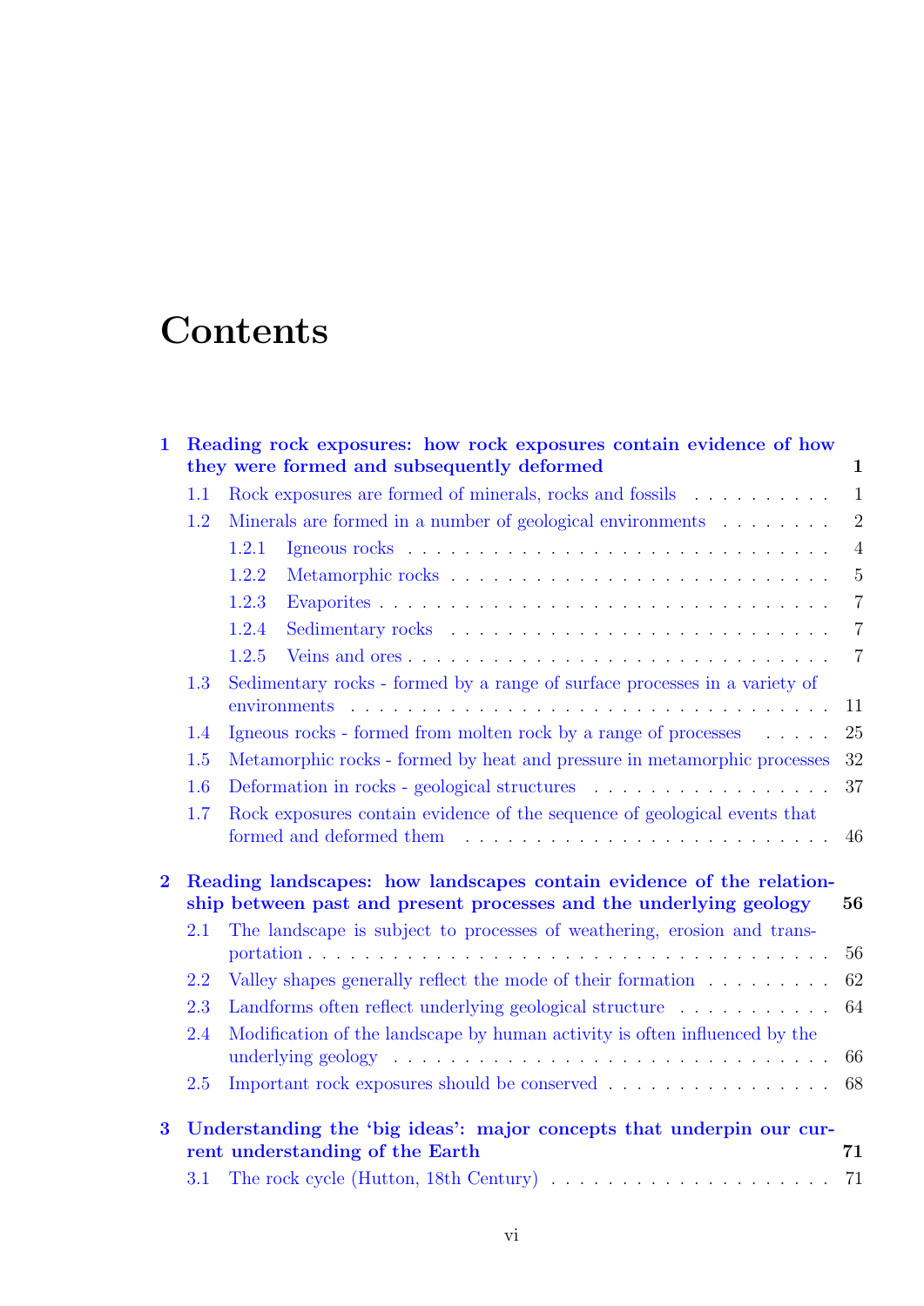# Contents

**1 Reading rock exposures: how rock exposures contain evidence of how they were formed and subsequently deformed** **1**

- 1.1 Rock exposures are formed of minerals, rocks and fossils . . . . . . . . . . 1
- 1.2 Minerals are formed in a number of geological environments . . . . . . . . 2
  - 1.2.1 Igneous rocks . . . . . . . . . . . . . . . . . . . . . . . . . . . . 4
  - 1.2.2 Metamorphic rocks . . . . . . . . . . . . . . . . . . . . . . . . . 5
  - 1.2.3 Evaporites . . . . . . . . . . . . . . . . . . . . . . . . . . . . . . 7
  - 1.2.4 Sedimentary rocks . . . . . . . . . . . . . . . . . . . . . . . . . 7
  - 1.2.5 Veins and ores . . . . . . . . . . . . . . . . . . . . . . . . . . . 7
- 1.3 Sedimentary rocks - formed by a range of surface processes in a variety of environments . . . . . . . . . . . . . . . . . . . . . . . . . . . . . . . . 11
- 1.4 Igneous rocks - formed from molten rock by a range of processes . . . . . 25
- 1.5 Metamorphic rocks - formed by heat and pressure in metamorphic processes 32
- 1.6 Deformation in rocks - geological structures . . . . . . . . . . . . . . . . . 37
- 1.7 Rock exposures contain evidence of the sequence of geological events that formed and deformed them . . . . . . . . . . . . . . . . . . . . . . . . . 46

**2 Reading landscapes: how landscapes contain evidence of the relationship between past and present processes and the underlying geology** **56**

- 2.1 The landscape is subject to processes of weathering, erosion and transportation . . . . . . . . . . . . . . . . . . . . . . . . . . . . . . . . . . . 56
- 2.2 Valley shapes generally reflect the mode of their formation . . . . . . . . . 62
- 2.3 Landforms often reflect underlying geological structure . . . . . . . . . . . 64
- 2.4 Modification of the landscape by human activity is often influenced by the underlying geology . . . . . . . . . . . . . . . . . . . . . . . . . . . . . . 66
- 2.5 Important rock exposures should be conserved . . . . . . . . . . . . . . . . 68

**3 Understanding the ‘big ideas’: major concepts that underpin our current understanding of the Earth** **71**

- 3.1 The rock cycle (Hutton, 18th Century) . . . . . . . . . . . . . . . . . . . . 71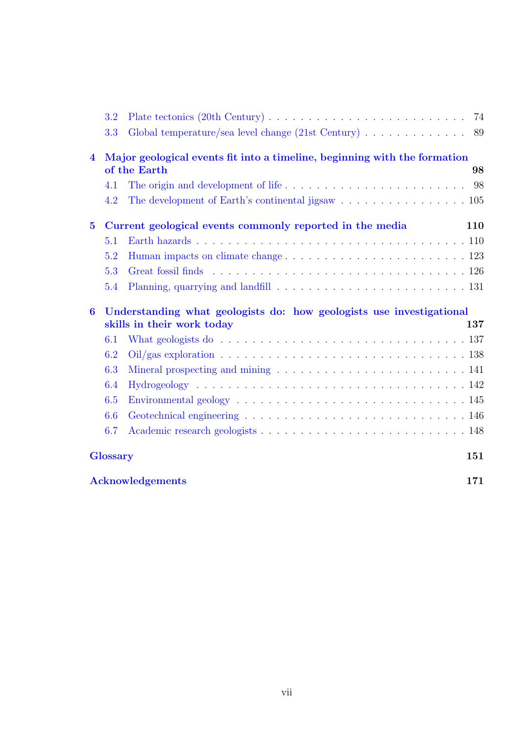- 3.2 Plate tectonics (20th Century) . . . . . 74
- 3.3 Global temperature/sea level change (21st Century) . . . . . 89

**4 Major geological events fit into a timeline, beginning with the formation of the Earth** **98**

- 4.1 The origin and development of life . . . . . 98
- 4.2 The development of Earth's continental jigsaw . . . . . 105

**5 Current geological events commonly reported in the media** **110**

- 5.1 Earth hazards . . . . . 110
- 5.2 Human impacts on climate change . . . . . 123
- 5.3 Great fossil finds . . . . . 126
- 5.4 Planning, quarrying and landfill . . . . . 131

**6 Understanding what geologists do: how geologists use investigational skills in their work today** **137**

- 6.1 What geologists do . . . . . 137
- 6.2 Oil/gas exploration . . . . . 138
- 6.3 Mineral prospecting and mining . . . . . 141
- 6.4 Hydrogeology . . . . . 142
- 6.5 Environmental geology . . . . . 145
- 6.6 Geotechnical engineering . . . . . 146
- 6.7 Academic research geologists . . . . . 148

**Glossary** **151**

**Acknowledgements** **171**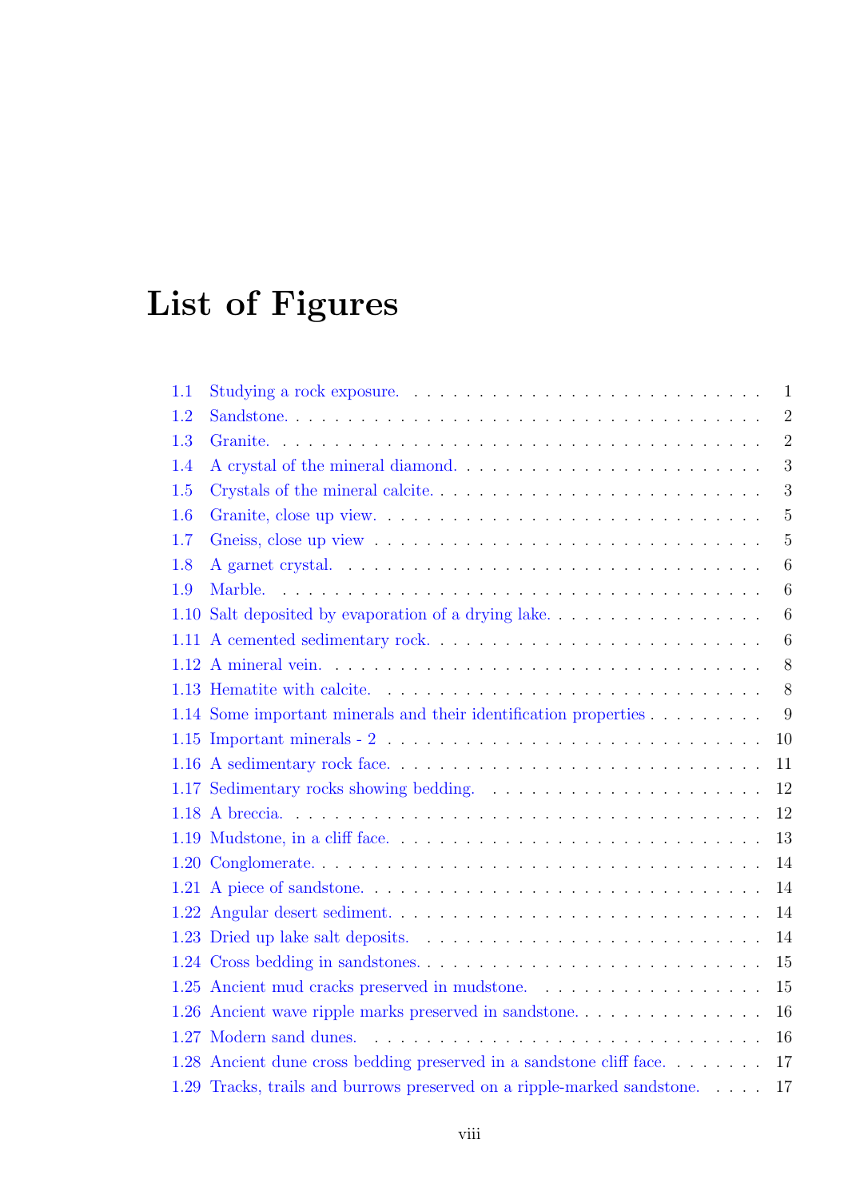# List of Figures

1.1 Studying a rock exposure. . . . . . . . . . . . . . . . . . . . . . . . . . . . 1
1.2 Sandstone. . . . . . . . . . . . . . . . . . . . . . . . . . . . . . . . . . . . 2
1.3 Granite. . . . . . . . . . . . . . . . . . . . . . . . . . . . . . . . . . . . . 2
1.4 A crystal of the mineral diamond. . . . . . . . . . . . . . . . . . . . . . . . 3
1.5 Crystals of the mineral calcite. . . . . . . . . . . . . . . . . . . . . . . . . 3
1.6 Granite, close up view. . . . . . . . . . . . . . . . . . . . . . . . . . . . . 5
1.7 Gneiss, close up view . . . . . . . . . . . . . . . . . . . . . . . . . . . . . 5
1.8 A garnet crystal. . . . . . . . . . . . . . . . . . . . . . . . . . . . . . . . 6
1.9 Marble. . . . . . . . . . . . . . . . . . . . . . . . . . . . . . . . . . . . . 6
1.10 Salt deposited by evaporation of a drying lake. . . . . . . . . . . . . . . . 6
1.11 A cemented sedimentary rock. . . . . . . . . . . . . . . . . . . . . . . . . 6
1.12 A mineral vein. . . . . . . . . . . . . . . . . . . . . . . . . . . . . . . . . 8
1.13 Hematite with calcite. . . . . . . . . . . . . . . . . . . . . . . . . . . . . 8
1.14 Some important minerals and their identification properties . . . . . . . . . 9
1.15 Important minerals - 2 . . . . . . . . . . . . . . . . . . . . . . . . . . . . 10
1.16 A sedimentary rock face. . . . . . . . . . . . . . . . . . . . . . . . . . . . 11
1.17 Sedimentary rocks showing bedding. . . . . . . . . . . . . . . . . . . . . . 12
1.18 A breccia. . . . . . . . . . . . . . . . . . . . . . . . . . . . . . . . . . . . 12
1.19 Mudstone, in a cliff face. . . . . . . . . . . . . . . . . . . . . . . . . . . . 13
1.20 Conglomerate. . . . . . . . . . . . . . . . . . . . . . . . . . . . . . . . . . 14
1.21 A piece of sandstone. . . . . . . . . . . . . . . . . . . . . . . . . . . . . . 14
1.22 Angular desert sediment. . . . . . . . . . . . . . . . . . . . . . . . . . . . 14
1.23 Dried up lake salt deposits. . . . . . . . . . . . . . . . . . . . . . . . . . 14
1.24 Cross bedding in sandstones. . . . . . . . . . . . . . . . . . . . . . . . . . 15
1.25 Ancient mud cracks preserved in mudstone. . . . . . . . . . . . . . . . . . 15
1.26 Ancient wave ripple marks preserved in sandstone. . . . . . . . . . . . . . . 16
1.27 Modern sand dunes. . . . . . . . . . . . . . . . . . . . . . . . . . . . . . . 16
1.28 Ancient dune cross bedding preserved in a sandstone cliff face. . . . . . . . 17
1.29 Tracks, trails and burrows preserved on a ripple-marked sandstone. . . . . 17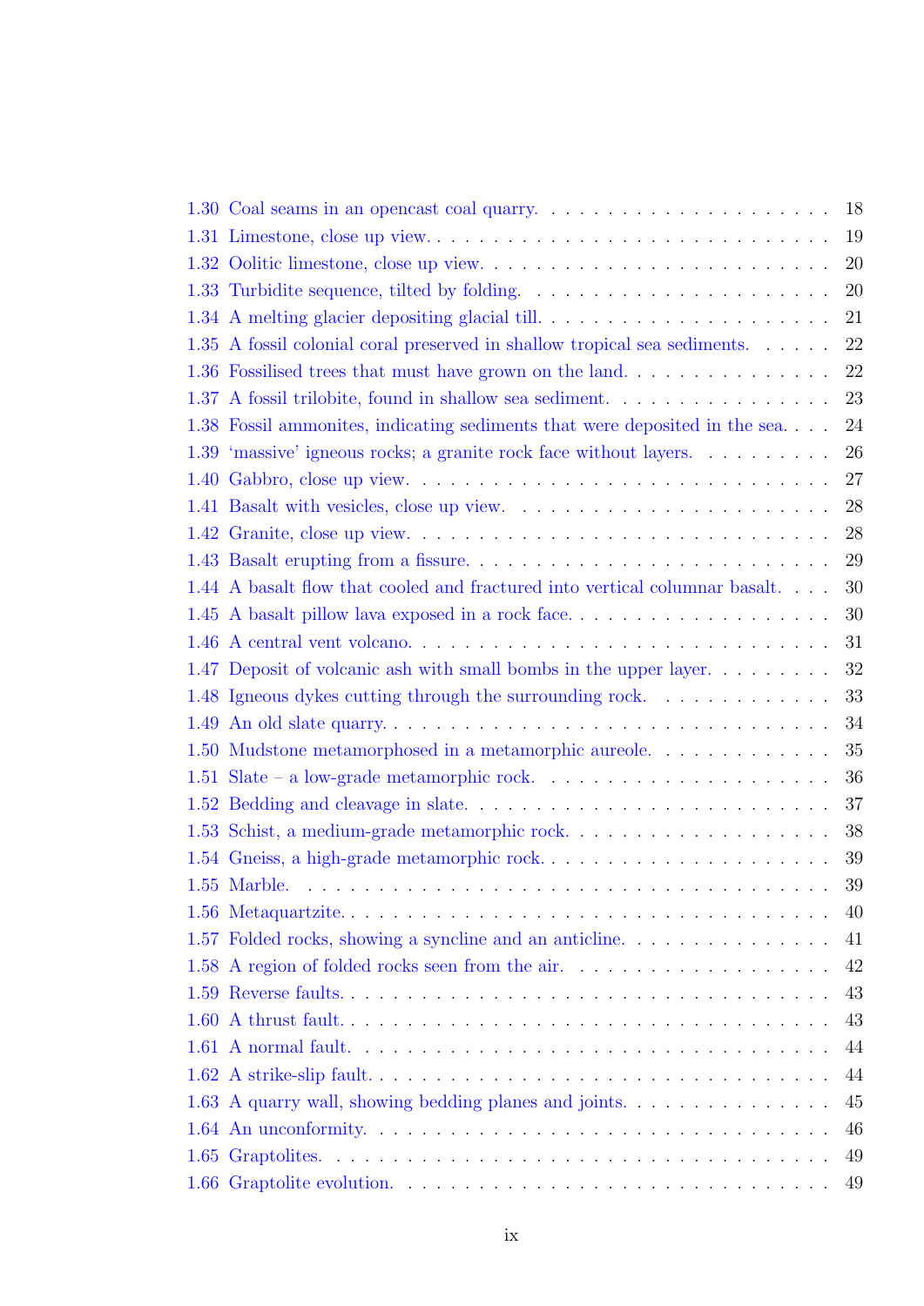1.30 Coal seams in an opencast coal quarry. . . . . . . . . . . . . . . . . . . . . 18
1.31 Limestone, close up view. . . . . . . . . . . . . . . . . . . . . . . . . . . . 19
1.32 Oolitic limestone, close up view. . . . . . . . . . . . . . . . . . . . . . . . 20
1.33 Turbidite sequence, tilted by folding. . . . . . . . . . . . . . . . . . . . . 20
1.34 A melting glacier depositing glacial till. . . . . . . . . . . . . . . . . . . . 21
1.35 A fossil colonial coral preserved in shallow tropical sea sediments. . . . . . 22
1.36 Fossilised trees that must have grown on the land. . . . . . . . . . . . . . . 22
1.37 A fossil trilobite, found in shallow sea sediment. . . . . . . . . . . . . . . 23
1.38 Fossil ammonites, indicating sediments that were deposited in the sea. . . . 24
1.39 'massive' igneous rocks; a granite rock face without layers. . . . . . . . . . 26
1.40 Gabbro, close up view. . . . . . . . . . . . . . . . . . . . . . . . . . . . . 27
1.41 Basalt with vesicles, close up view. . . . . . . . . . . . . . . . . . . . . . 28
1.42 Granite, close up view. . . . . . . . . . . . . . . . . . . . . . . . . . . . . 28
1.43 Basalt erupting from a fissure. . . . . . . . . . . . . . . . . . . . . . . . . 29
1.44 A basalt flow that cooled and fractured into vertical columnar basalt. . . . 30
1.45 A basalt pillow lava exposed in a rock face. . . . . . . . . . . . . . . . . . 30
1.46 A central vent volcano. . . . . . . . . . . . . . . . . . . . . . . . . . . . . 31
1.47 Deposit of volcanic ash with small bombs in the upper layer. . . . . . . . . 32
1.48 Igneous dykes cutting through the surrounding rock. . . . . . . . . . . . . 33
1.49 An old slate quarry. . . . . . . . . . . . . . . . . . . . . . . . . . . . . . . 34
1.50 Mudstone metamorphosed in a metamorphic aureole. . . . . . . . . . . . . 35
1.51 Slate – a low-grade metamorphic rock. . . . . . . . . . . . . . . . . . . . . 36
1.52 Bedding and cleavage in slate. . . . . . . . . . . . . . . . . . . . . . . . . 37
1.53 Schist, a medium-grade metamorphic rock. . . . . . . . . . . . . . . . . . . 38
1.54 Gneiss, a high-grade metamorphic rock. . . . . . . . . . . . . . . . . . . . 39
1.55 Marble. . . . . . . . . . . . . . . . . . . . . . . . . . . . . . . . . . . . . . 39
1.56 Metaquartzite. . . . . . . . . . . . . . . . . . . . . . . . . . . . . . . . . . 40
1.57 Folded rocks, showing a syncline and an anticline. . . . . . . . . . . . . . . 41
1.58 A region of folded rocks seen from the air. . . . . . . . . . . . . . . . . . . 42
1.59 Reverse faults. . . . . . . . . . . . . . . . . . . . . . . . . . . . . . . . . . 43
1.60 A thrust fault. . . . . . . . . . . . . . . . . . . . . . . . . . . . . . . . . . 43
1.61 A normal fault. . . . . . . . . . . . . . . . . . . . . . . . . . . . . . . . . 44
1.62 A strike-slip fault. . . . . . . . . . . . . . . . . . . . . . . . . . . . . . . . 44
1.63 A quarry wall, showing bedding planes and joints. . . . . . . . . . . . . . . 45
1.64 An unconformity. . . . . . . . . . . . . . . . . . . . . . . . . . . . . . . . 46
1.65 Graptolites. . . . . . . . . . . . . . . . . . . . . . . . . . . . . . . . . . . 49
1.66 Graptolite evolution. . . . . . . . . . . . . . . . . . . . . . . . . . . . . . 49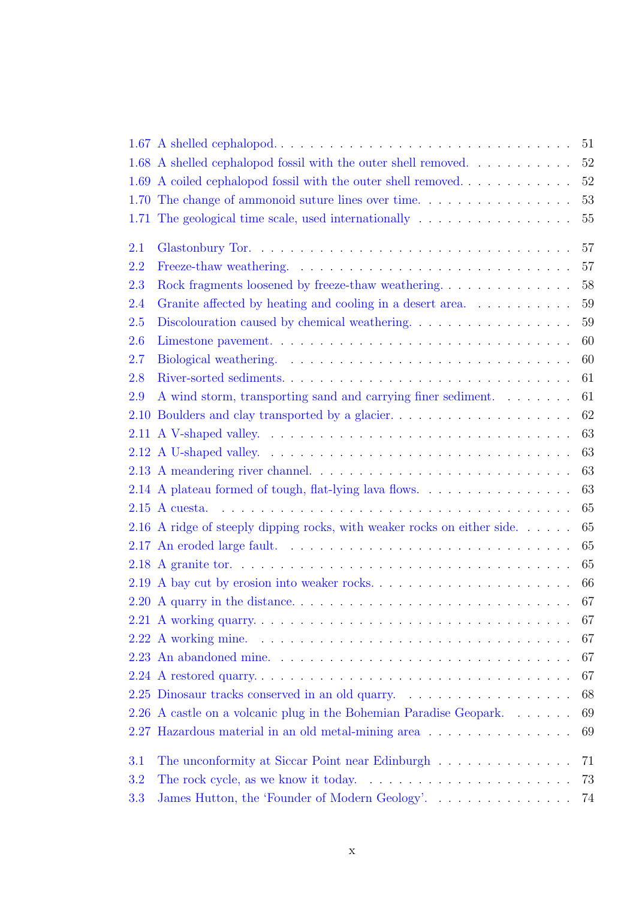1.67 A shelled cephalopod. . . . . . . . . . . . . . . . . . . . . . . . . . . . . 51
1.68 A shelled cephalopod fossil with the outer shell removed. . . . . . . . . . . 52
1.69 A coiled cephalopod fossil with the outer shell removed. . . . . . . . . . . . 52
1.70 The change of ammonoid suture lines over time. . . . . . . . . . . . . . . . 53
1.71 The geological time scale, used internationally . . . . . . . . . . . . . . . 55

2.1 Glastonbury Tor. . . . . . . . . . . . . . . . . . . . . . . . . . . . . . . . 57
2.2 Freeze-thaw weathering. . . . . . . . . . . . . . . . . . . . . . . . . . . . 57
2.3 Rock fragments loosened by freeze-thaw weathering. . . . . . . . . . . . . . 58
2.4 Granite affected by heating and cooling in a desert area. . . . . . . . . . . 59
2.5 Discolouration caused by chemical weathering. . . . . . . . . . . . . . . . . 59
2.6 Limestone pavement. . . . . . . . . . . . . . . . . . . . . . . . . . . . . . 60
2.7 Biological weathering. . . . . . . . . . . . . . . . . . . . . . . . . . . . . 60
2.8 River-sorted sediments. . . . . . . . . . . . . . . . . . . . . . . . . . . . 61
2.9 A wind storm, transporting sand and carrying finer sediment. . . . . . . . 61
2.10 Boulders and clay transported by a glacier. . . . . . . . . . . . . . . . . . 62
2.11 A V-shaped valley. . . . . . . . . . . . . . . . . . . . . . . . . . . . . . . 63
2.12 A U-shaped valley. . . . . . . . . . . . . . . . . . . . . . . . . . . . . . . 63
2.13 A meandering river channel. . . . . . . . . . . . . . . . . . . . . . . . . . 63
2.14 A plateau formed of tough, flat-lying lava flows. . . . . . . . . . . . . . . . 63
2.15 A cuesta. . . . . . . . . . . . . . . . . . . . . . . . . . . . . . . . . . . . 65
2.16 A ridge of steeply dipping rocks, with weaker rocks on either side. . . . . . 65
2.17 An eroded large fault. . . . . . . . . . . . . . . . . . . . . . . . . . . . . 65
2.18 A granite tor. . . . . . . . . . . . . . . . . . . . . . . . . . . . . . . . . . 65
2.19 A bay cut by erosion into weaker rocks. . . . . . . . . . . . . . . . . . . . 66
2.20 A quarry in the distance. . . . . . . . . . . . . . . . . . . . . . . . . . . . 67
2.21 A working quarry. . . . . . . . . . . . . . . . . . . . . . . . . . . . . . . 67
2.22 A working mine. . . . . . . . . . . . . . . . . . . . . . . . . . . . . . . . 67
2.23 An abandoned mine. . . . . . . . . . . . . . . . . . . . . . . . . . . . . . 67
2.24 A restored quarry. . . . . . . . . . . . . . . . . . . . . . . . . . . . . . . 67
2.25 Dinosaur tracks conserved in an old quarry. . . . . . . . . . . . . . . . . . 68
2.26 A castle on a volcanic plug in the Bohemian Paradise Geopark. . . . . . . 69
2.27 Hazardous material in an old metal-mining area . . . . . . . . . . . . . . . 69

3.1 The unconformity at Siccar Point near Edinburgh . . . . . . . . . . . . . . 71
3.2 The rock cycle, as we know it today. . . . . . . . . . . . . . . . . . . . . . 73
3.3 James Hutton, the 'Founder of Modern Geology'. . . . . . . . . . . . . . . 74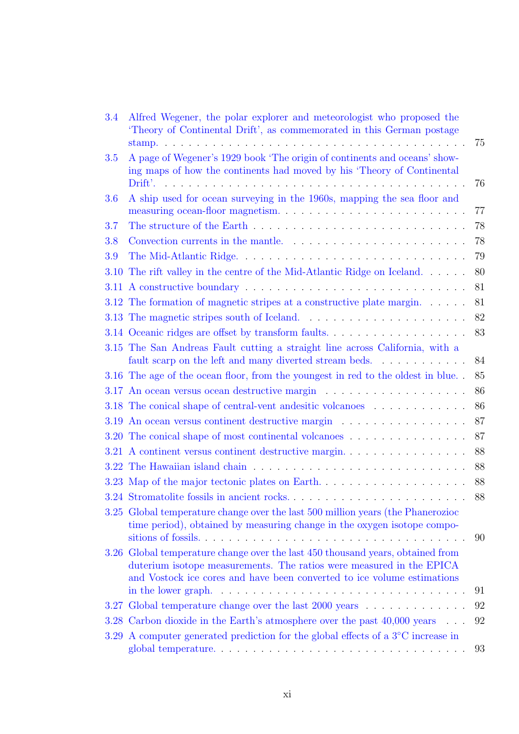3.4 Alfred Wegener, the polar explorer and meteorologist who proposed the 'Theory of Continental Drift', as commemorated in this German postage stamp. . . . . . . . . . 75

3.5 A page of Wegener's 1929 book 'The origin of continents and oceans' showing maps of how the continents had moved by his 'Theory of Continental Drift'. . . . . . . . . . 76

3.6 A ship used for ocean surveying in the 1960s, mapping the sea floor and measuring ocean-floor magnetism. . . . . . . . . . 77

3.7 The structure of the Earth . . . . . . . . . . 78

3.8 Convection currents in the mantle. . . . . . . . . . 78

3.9 The Mid-Atlantic Ridge. . . . . . . . . . 79

3.10 The rift valley in the centre of the Mid-Atlantic Ridge on Iceland. . . . . . 80

3.11 A constructive boundary . . . . . . . . . . 81

3.12 The formation of magnetic stripes at a constructive plate margin. . . . . . 81

3.13 The magnetic stripes south of Iceland. . . . . . . . . . 82

3.14 Oceanic ridges are offset by transform faults. . . . . . . . . . 83

3.15 The San Andreas Fault cutting a straight line across California, with a fault scarp on the left and many diverted stream beds. . . . . . . . . . 84

3.16 The age of the ocean floor, from the youngest in red to the oldest in blue. . 85

3.17 An ocean versus ocean destructive margin . . . . . . . . . . 86

3.18 The conical shape of central-vent andesitic volcanoes . . . . . . . . . . 86

3.19 An ocean versus continent destructive margin . . . . . . . . . . 87

3.20 The conical shape of most continental volcanoes . . . . . . . . . . 87

3.21 A continent versus continent destructive margin. . . . . . . . . . 88

3.22 The Hawaiian island chain . . . . . . . . . . 88

3.23 Map of the major tectonic plates on Earth. . . . . . . . . . 88

3.24 Stromatolite fossils in ancient rocks. . . . . . . . . . 88

3.25 Global temperature change over the last 500 million years (the Phanerozioc time period), obtained by measuring change in the oxygen isotope compositions of fossils. . . . . . . . . . 90

3.26 Global temperature change over the last 450 thousand years, obtained from duterium isotope measurements. The ratios were measured in the EPICA and Vostock ice cores and have been converted to ice volume estimations in the lower graph. . . . . . . . . . 91

3.27 Global temperature change over the last 2000 years . . . . . . . . . . 92

3.28 Carbon dioxide in the Earth's atmosphere over the past 40,000 years . . . 92

3.29 A computer generated prediction for the global effects of a 3°C increase in global temperature. . . . . . . . . . 93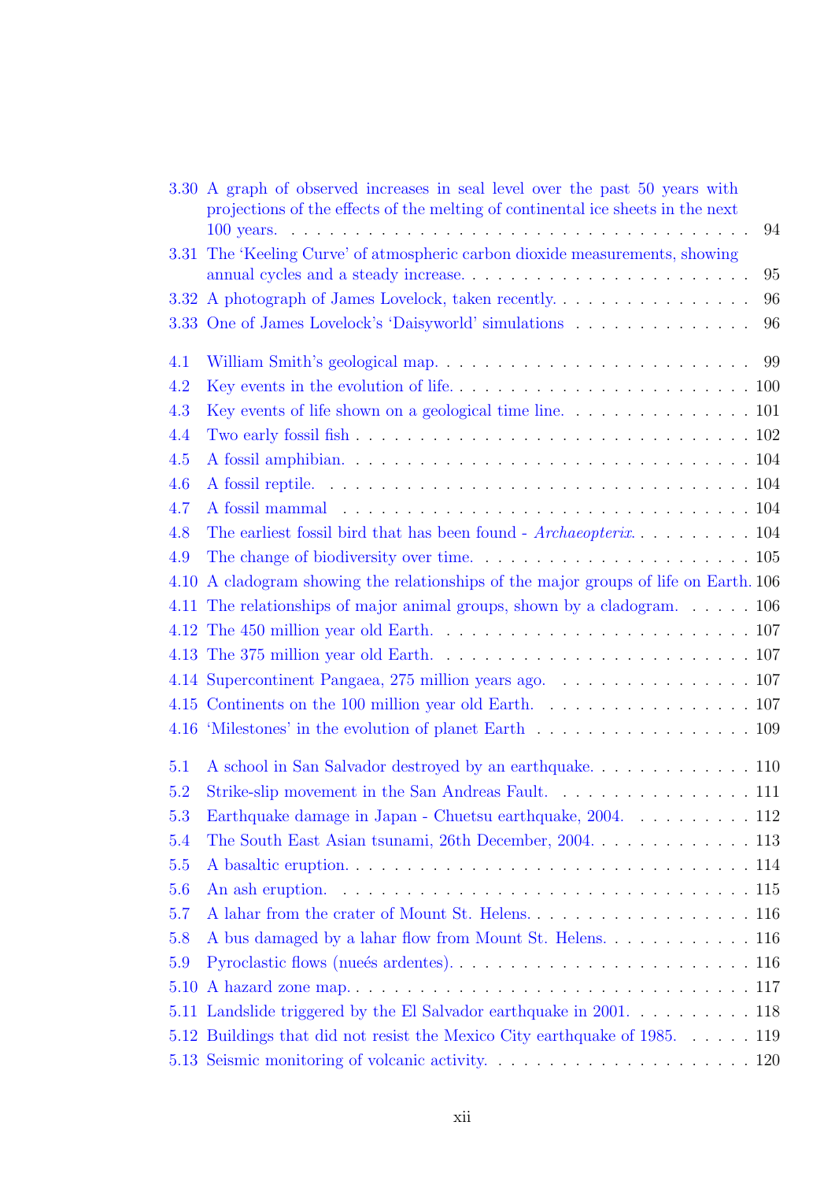3.30 A graph of observed increases in seal level over the past 50 years with projections of the effects of the melting of continental ice sheets in the next 100 years. . . . . 94

3.31 The 'Keeling Curve' of atmospheric carbon dioxide measurements, showing annual cycles and a steady increase. . . . . 95

3.32 A photograph of James Lovelock, taken recently. . . . . 96

3.33 One of James Lovelock's 'Daisyworld' simulations . . . . . 96

4.1 William Smith's geological map. . . . . 99

4.2 Key events in the evolution of life. . . . . 100

4.3 Key events of life shown on a geological time line. . . . . 101

4.4 Two early fossil fish . . . . . 102

4.5 A fossil amphibian. . . . . 104

4.6 A fossil reptile. . . . . 104

4.7 A fossil mammal . . . . . 104

4.8 The earliest fossil bird that has been found - *Archaeopterix*. . . . . 104

4.9 The change of biodiversity over time. . . . . 105

4.10 A cladogram showing the relationships of the major groups of life on Earth. 106

4.11 The relationships of major animal groups, shown by a cladogram. . . . . 106

4.12 The 450 million year old Earth. . . . . 107

4.13 The 375 million year old Earth. . . . . 107

4.14 Supercontinent Pangaea, 275 million years ago. . . . . 107

4.15 Continents on the 100 million year old Earth. . . . . 107

4.16 'Milestones' in the evolution of planet Earth . . . . . 109

5.1 A school in San Salvador destroyed by an earthquake. . . . . 110

5.2 Strike-slip movement in the San Andreas Fault. . . . . 111

5.3 Earthquake damage in Japan - Chuetsu earthquake, 2004. . . . . 112

5.4 The South East Asian tsunami, 26th December, 2004. . . . . 113

5.5 A basaltic eruption. . . . . 114

5.6 An ash eruption. . . . . 115

5.7 A lahar from the crater of Mount St. Helens. . . . . 116

5.8 A bus damaged by a lahar flow from Mount St. Helens. . . . . 116

5.9 Pyroclastic flows (nueés ardentes). . . . . 116

5.10 A hazard zone map. . . . . 117

5.11 Landslide triggered by the El Salvador earthquake in 2001. . . . . 118

5.12 Buildings that did not resist the Mexico City earthquake of 1985. . . . . 119

5.13 Seismic monitoring of volcanic activity. . . . . 120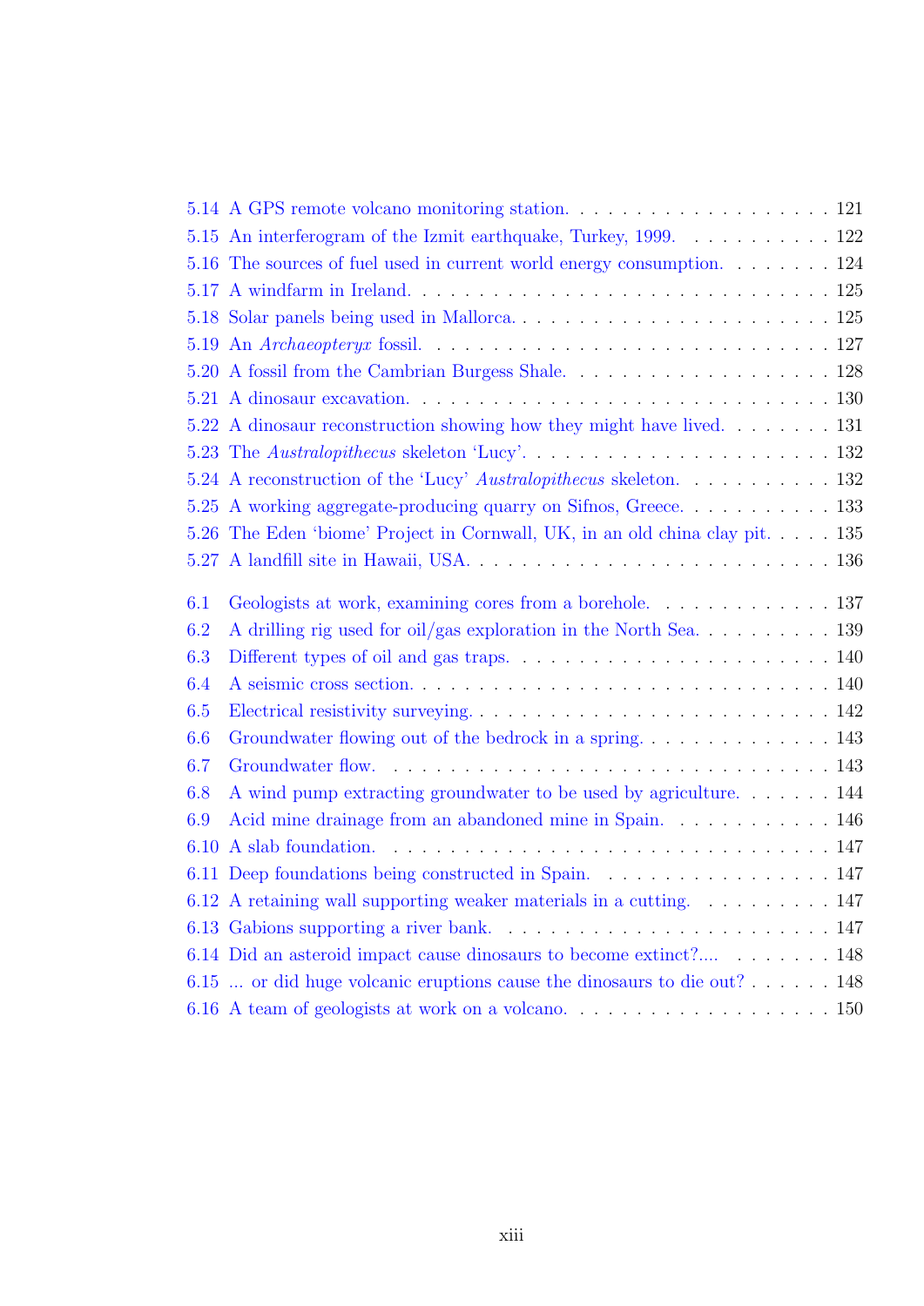5.14 A GPS remote volcano monitoring station. . . . . . . . . . . . . . . . . . . 121
5.15 An interferogram of the Izmit earthquake, Turkey, 1999. . . . . . . . . . . 122
5.16 The sources of fuel used in current world energy consumption. . . . . . . . 124
5.17 A windfarm in Ireland. . . . . . . . . . . . . . . . . . . . . . . . . . . . 125
5.18 Solar panels being used in Mallorca. . . . . . . . . . . . . . . . . . . . . . 125
5.19 An *Archaeopteryx* fossil. . . . . . . . . . . . . . . . . . . . . . . . . . . 127
5.20 A fossil from the Cambrian Burgess Shale. . . . . . . . . . . . . . . . . . . 128
5.21 A dinosaur excavation. . . . . . . . . . . . . . . . . . . . . . . . . . . . . 130
5.22 A dinosaur reconstruction showing how they might have lived. . . . . . . . 131
5.23 The *Australopithecus* skeleton 'Lucy'. . . . . . . . . . . . . . . . . . . . . 132
5.24 A reconstruction of the 'Lucy' *Australopithecus* skeleton. . . . . . . . . . . 132
5.25 A working aggregate-producing quarry on Sifnos, Greece. . . . . . . . . . . 133
5.26 The Eden 'biome' Project in Cornwall, UK, in an old china clay pit. . . . . 135
5.27 A landfill site in Hawaii, USA. . . . . . . . . . . . . . . . . . . . . . . . . 136

6.1 Geologists at work, examining cores from a borehole. . . . . . . . . . . . . 137
6.2 A drilling rig used for oil/gas exploration in the North Sea. . . . . . . . . . 139
6.3 Different types of oil and gas traps. . . . . . . . . . . . . . . . . . . . . . 140
6.4 A seismic cross section. . . . . . . . . . . . . . . . . . . . . . . . . . . . . 140
6.5 Electrical resistivity surveying. . . . . . . . . . . . . . . . . . . . . . . . . 142
6.6 Groundwater flowing out of the bedrock in a spring. . . . . . . . . . . . . . 143
6.7 Groundwater flow. . . . . . . . . . . . . . . . . . . . . . . . . . . . . . . . 143
6.8 A wind pump extracting groundwater to be used by agriculture. . . . . . . 144
6.9 Acid mine drainage from an abandoned mine in Spain. . . . . . . . . . . . 146
6.10 A slab foundation. . . . . . . . . . . . . . . . . . . . . . . . . . . . . . . . 147
6.11 Deep foundations being constructed in Spain. . . . . . . . . . . . . . . . . 147
6.12 A retaining wall supporting weaker materials in a cutting. . . . . . . . . . 147
6.13 Gabions supporting a river bank. . . . . . . . . . . . . . . . . . . . . . . . 147
6.14 Did an asteroid impact cause dinosaurs to become extinct?.... . . . . . . . 148
6.15 ... or did huge volcanic eruptions cause the dinosaurs to die out? . . . . . . 148
6.16 A team of geologists at work on a volcano. . . . . . . . . . . . . . . . . . . 150